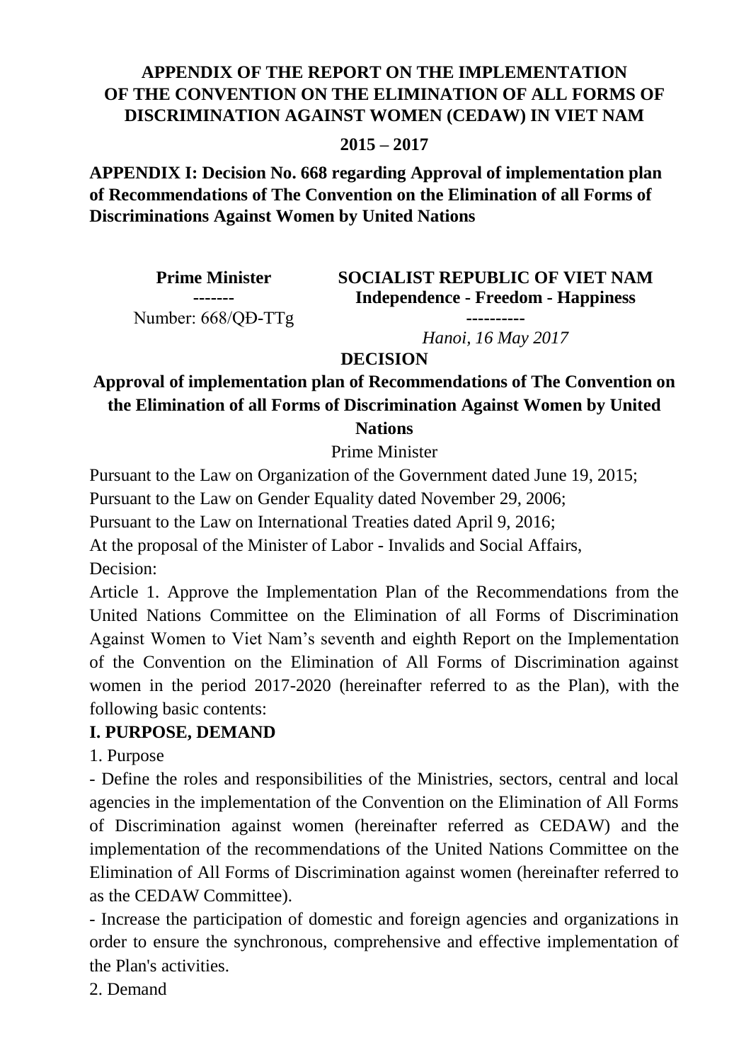## APPENDIX OF THE REPORT ON THE IMPLEMENTATION OF THE CONVENTION ON THE ELIMINATION OF ALL FORMS OF DISCRIMINATION AGAINST WOMEN (CEDAW) IN VIET NAM

**2015 – 2017**

### APPENDIX I: Decision No. 668 regarding Approval of implementation plan of Recommendations of The Convention on the Elimination of all Forms of Discriminations Against Women by United Nations

| **Prime Minister** | **SOCIALIST REPUBLIC OF VIET NAM** |
|---|---|
| ------- | **Independence - Freedom - Happiness** |
| Number: 668/QĐ-TTg | ---------- |
| | *Hanoi, 16 May 2017* |

**DECISION**

**Approval of implementation plan of Recommendations of The Convention on the Elimination of all Forms of Discrimination Against Women by United Nations**

Prime Minister

Pursuant to the Law on Organization of the Government dated June 19, 2015;

Pursuant to the Law on Gender Equality dated November 29, 2006;

Pursuant to the Law on International Treaties dated April 9, 2016;

At the proposal of the Minister of Labor - Invalids and Social Affairs,

Decision:

Article 1. Approve the Implementation Plan of the Recommendations from the United Nations Committee on the Elimination of all Forms of Discrimination Against Women to Viet Nam's seventh and eighth Report on the Implementation of the Convention on the Elimination of All Forms of Discrimination against women in the period 2017-2020 (hereinafter referred to as the Plan), with the following basic contents:

**I. PURPOSE, DEMAND**

1. Purpose

- Define the roles and responsibilities of the Ministries, sectors, central and local agencies in the implementation of the Convention on the Elimination of All Forms of Discrimination against women (hereinafter referred as CEDAW) and the implementation of the recommendations of the United Nations Committee on the Elimination of All Forms of Discrimination against women (hereinafter referred to as the CEDAW Committee).

- Increase the participation of domestic and foreign agencies and organizations in order to ensure the synchronous, comprehensive and effective implementation of the Plan's activities.

2. Demand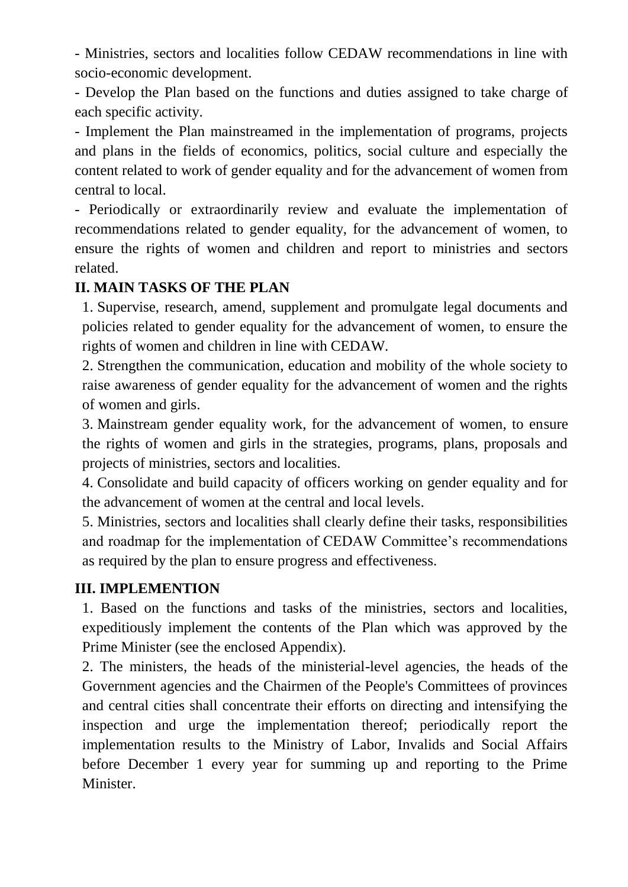- Ministries, sectors and localities follow CEDAW recommendations in line with socio-economic development.

- Develop the Plan based on the functions and duties assigned to take charge of each specific activity.

- Implement the Plan mainstreamed in the implementation of programs, projects and plans in the fields of economics, politics, social culture and especially the content related to work of gender equality and for the advancement of women from central to local.

- Periodically or extraordinarily review and evaluate the implementation of recommendations related to gender equality, for the advancement of women, to ensure the rights of women and children and report to ministries and sectors related.

## II. MAIN TASKS OF THE PLAN

1. Supervise, research, amend, supplement and promulgate legal documents and policies related to gender equality for the advancement of women, to ensure the rights of women and children in line with CEDAW.
2. Strengthen the communication, education and mobility of the whole society to raise awareness of gender equality for the advancement of women and the rights of women and girls.
3. Mainstream gender equality work, for the advancement of women, to ensure the rights of women and girls in the strategies, programs, plans, proposals and projects of ministries, sectors and localities.
4. Consolidate and build capacity of officers working on gender equality and for the advancement of women at the central and local levels.
5. Ministries, sectors and localities shall clearly define their tasks, responsibilities and roadmap for the implementation of CEDAW Committee's recommendations as required by the plan to ensure progress and effectiveness.

## III. IMPLEMENTION

1. Based on the functions and tasks of the ministries, sectors and localities, expeditiously implement the contents of the Plan which was approved by the Prime Minister (see the enclosed Appendix).
2. The ministers, the heads of the ministerial-level agencies, the heads of the Government agencies and the Chairmen of the People's Committees of provinces and central cities shall concentrate their efforts on directing and intensifying the inspection and urge the implementation thereof; periodically report the implementation results to the Ministry of Labor, Invalids and Social Affairs before December 1 every year for summing up and reporting to the Prime Minister.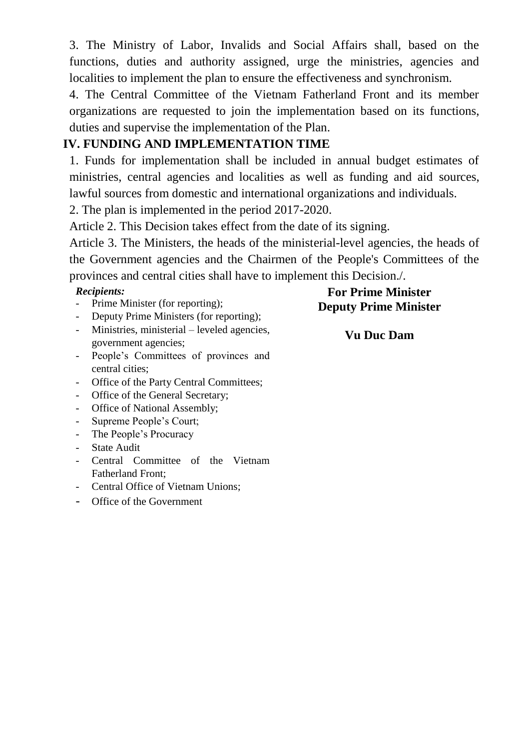3. The Ministry of Labor, Invalids and Social Affairs shall, based on the functions, duties and authority assigned, urge the ministries, agencies and localities to implement the plan to ensure the effectiveness and synchronism.

4. The Central Committee of the Vietnam Fatherland Front and its member organizations are requested to join the implementation based on its functions, duties and supervise the implementation of the Plan.

## IV. FUNDING AND IMPLEMENTATION TIME

1. Funds for implementation shall be included in annual budget estimates of ministries, central agencies and localities as well as funding and aid sources, lawful sources from domestic and international organizations and individuals.

2. The plan is implemented in the period 2017-2020.

Article 2. This Decision takes effect from the date of its signing.

Article 3. The Ministers, the heads of the ministerial-level agencies, the heads of the Government agencies and the Chairmen of the People's Committees of the provinces and central cities shall have to implement this Decision./.

***Recipients:***

- Prime Minister (for reporting);
- Deputy Prime Ministers (for reporting);
- Ministries, ministerial – leveled agencies, government agencies;
- People's Committees of provinces and central cities;
- Office of the Party Central Committees;
- Office of the General Secretary;
- Office of National Assembly;
- Supreme People's Court;
- The People's Procuracy
- State Audit
- Central Committee of the Vietnam Fatherland Front;
- Central Office of Vietnam Unions;
- Office of the Government

**For Prime Minister**
**Deputy Prime Minister**

**Vu Duc Dam**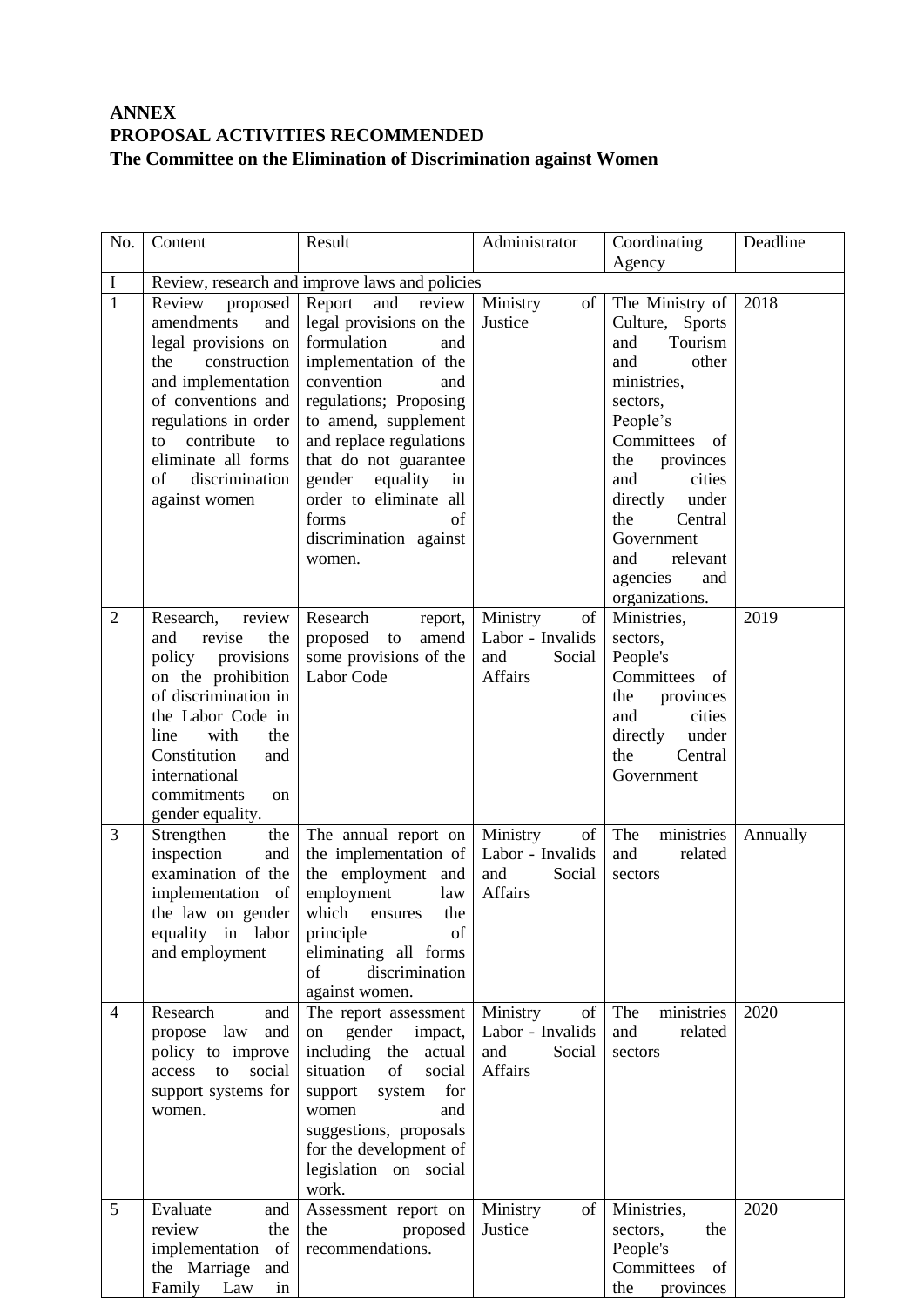**ANNEX**
**PROPOSAL ACTIVITIES RECOMMENDED**
**The Committee on the Elimination of Discrimination against Women**

| No. | Content | Result | Administrator | Coordinating Agency | Deadline |
|---|---|---|---|---|---|
| I | Review, research and improve laws and policies | | | | |
| 1 | Review proposed amendments and legal provisions on the construction and implementation of conventions and regulations in order to contribute to eliminate all forms of discrimination against women | Report and review legal provisions on the formulation and implementation of the convention and regulations; Proposing to amend, supplement and replace regulations that do not guarantee gender equality in order to eliminate all forms of discrimination against women. | Ministry of Justice | The Ministry of Culture, Sports and Tourism and other ministries, sectors, People's Committees of the provinces and cities directly under the Central Government and relevant agencies and organizations. | 2018 |
| 2 | Research, review and revise the policy provisions on the prohibition of discrimination in the Labor Code in line with the Constitution and international commitments on gender equality. | Research report, proposed to amend some provisions of the Labor Code | Ministry of Labor - Invalids and Social Affairs | Ministries, sectors, People's Committees of the provinces and cities directly under the Central Government | 2019 |
| 3 | Strengthen the inspection and examination of the implementation of the law on gender equality in labor and employment | The annual report on the implementation of the employment and employment law which ensures the principle of eliminating all forms of discrimination against women. | Ministry of Labor - Invalids and Social Affairs | The ministries and related sectors | Annually |
| 4 | Research and propose law and policy to improve access to social support systems for women. | The report assessment on gender impact, including the actual situation of social support system for women and suggestions, proposals for the development of legislation on social work. | Ministry of Labor - Invalids and Social Affairs | The ministries and related sectors | 2020 |
| 5 | Evaluate and review the implementation of the Marriage and Family Law in | Assessment report on the proposed recommendations. | Ministry of Justice | Ministries, sectors, the People's Committees of the provinces | 2020 |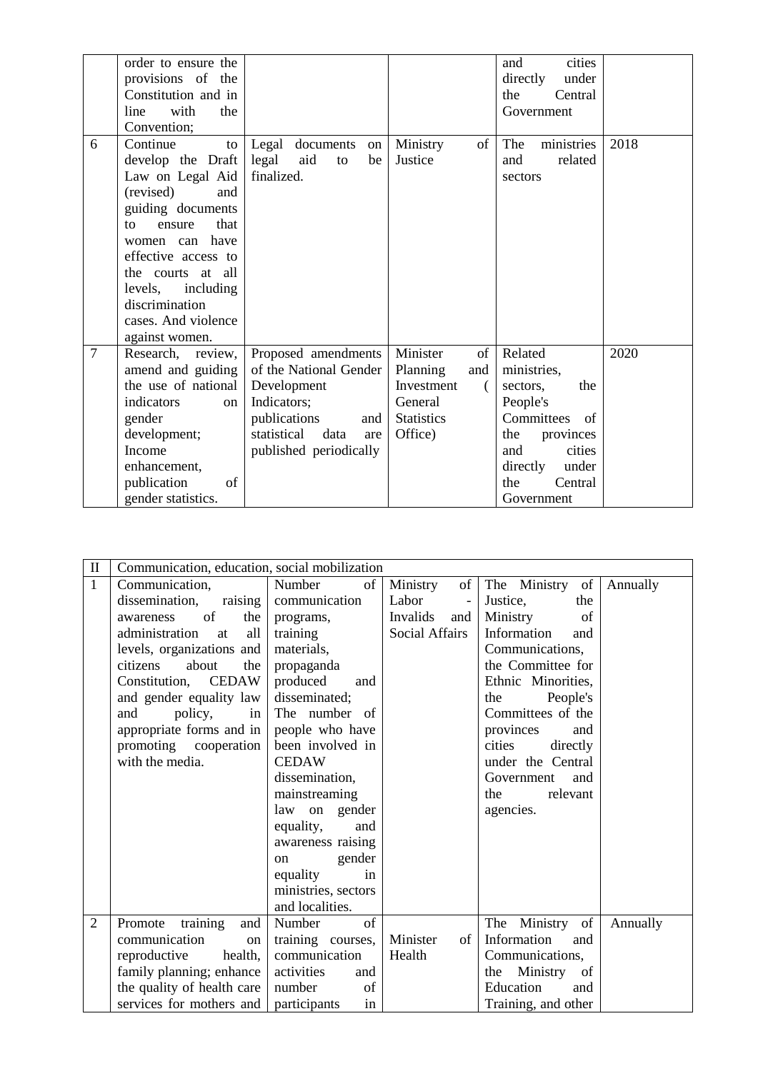| | | | | | |
|---|---|---|---|---|---|
| | order to ensure the provisions of the Constitution and in line with the Convention; | | | and cities directly under the Central Government | |
| 6 | Continue to develop the Draft Law on Legal Aid (revised) and guiding documents to ensure that women can have effective access to the courts at all levels, including discrimination cases. And violence against women. | Legal documents on legal aid to be finalized. | Ministry of Justice | The ministries and related sectors | 2018 |
| 7 | Research, review, amend and guiding the use of national indicators on gender development; Income enhancement, publication of gender statistics. | Proposed amendments of the National Gender Development Indicators; publications and statistical data are published periodically | Minister of Planning and Investment ( General Statistics Office) | Related ministries, sectors, the People's Committees of the provinces and cities directly under the Central Government | 2020 |

| | | | | | |
|---|---|---|---|---|---|
| II | Communication, education, social mobilization | | | | |
| 1 | Communication, dissemination, raising awareness of the administration at all levels, organizations and citizens about the Constitution, CEDAW and gender equality law and policy, in appropriate forms and in promoting cooperation with the media. | Number of communication programs, training materials, propaganda produced and disseminated; The number of people who have been involved in the CEDAW dissemination, mainstreaming law on gender equality, and awareness raising on gender equality in ministries, sectors and localities. | Ministry of Labor - Invalids and Social Affairs | The Ministry of Justice, the Ministry of Information and Communications, the Committee for Ethnic Minorities, the People's Committees of the provinces and cities directly under the Central Government and the relevant agencies. | Annually |
| 2 | Promote training and communication on reproductive health, family planning; enhance the quality of health care services for mothers and | Number of training courses, communication activities and number of participants in | Minister of Health | The Ministry of Information and Communications, the Ministry of Education and Training, and other | Annually |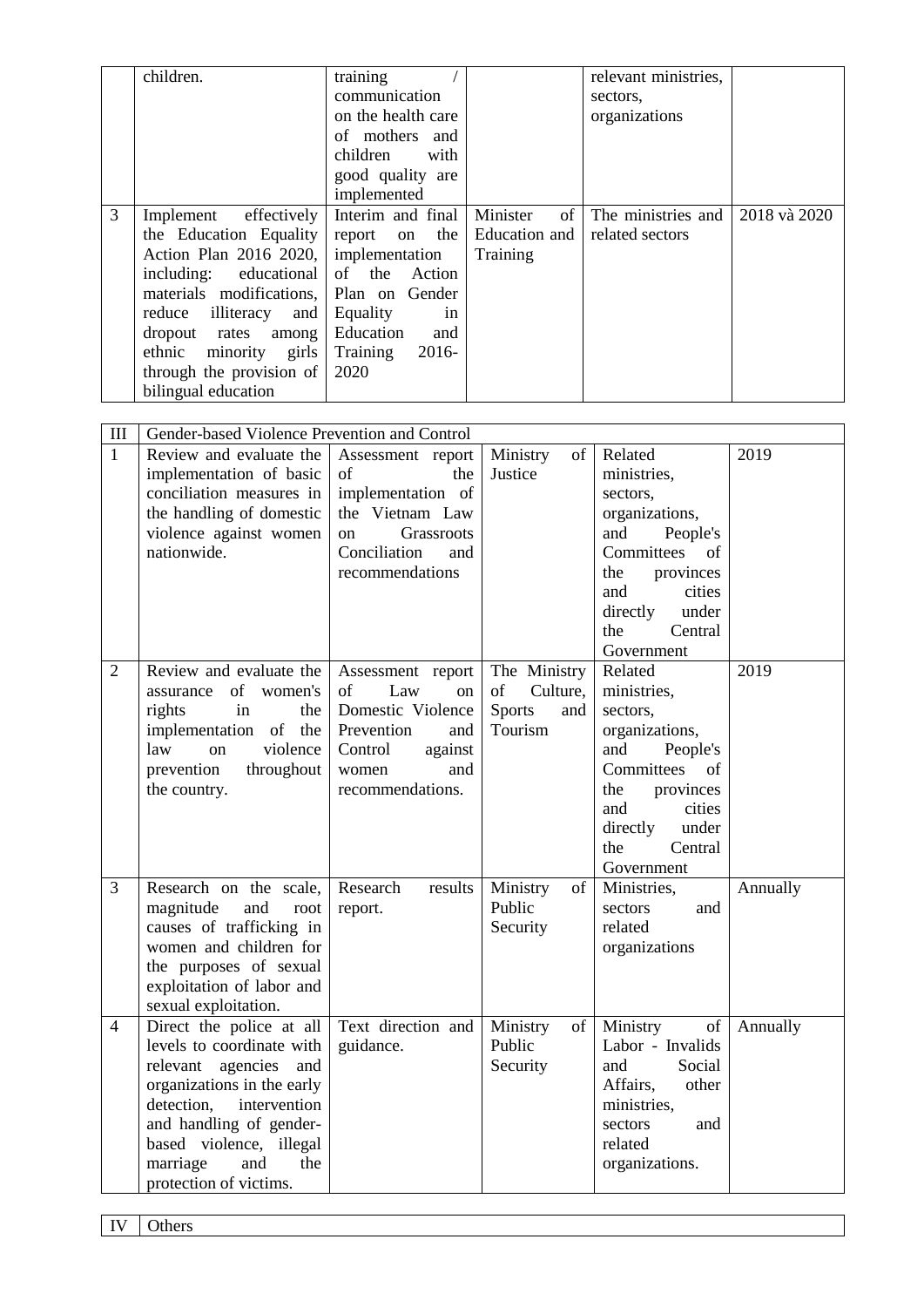|   | children. | training / communication on the health care of mothers and children with good quality are implemented |   | relevant ministries, sectors, organizations |   |
|---|---|---|---|---|---|
| 3 | Implement effectively the Education Equality Action Plan 2016 2020, including: educational materials modifications, reduce illiteracy and dropout rates among ethnic minority girls through the provision of bilingual education | Interim and final report on the implementation of the Action Plan on Gender Equality in Education and Training 2016-2020 | Minister of Education and Training | The ministries and related sectors | 2018 và 2020 |

| III | Gender-based Violence Prevention and Control | | | | |
|---|---|---|---|---|---|
| 1 | Review and evaluate the implementation of basic conciliation measures in the handling of domestic violence against women nationwide. | Assessment report of the implementation of the Vietnam Law on Grassroots Conciliation and recommendations | Ministry of Justice | Related ministries, sectors, organizations, and People's Committees of the provinces and cities directly under the Central Government | 2019 |
| 2 | Review and evaluate the assurance of women's rights in the implementation of the law on violence prevention throughout the country. | Assessment report of Law on Domestic Violence Prevention and Control against women and recommendations. | The Ministry of Culture, Sports and Tourism | Related ministries, sectors, organizations, and People's Committees of the provinces and cities directly under the Central Government | 2019 |
| 3 | Research on the scale, magnitude and root causes of trafficking in women and children for the purposes of sexual exploitation of labor and sexual exploitation. | Research results report. | Ministry of Public Security | Ministries, sectors and related organizations | Annually |
| 4 | Direct the police at all levels to coordinate with relevant agencies and organizations in the early detection, intervention and handling of gender-based violence, illegal marriage and the protection of victims. | Text direction and guidance. | Ministry of Public Security | Ministry of Labor - Invalids and Social Affairs, other ministries, sectors and related organizations. | Annually |

| IV | Others |
|---|---|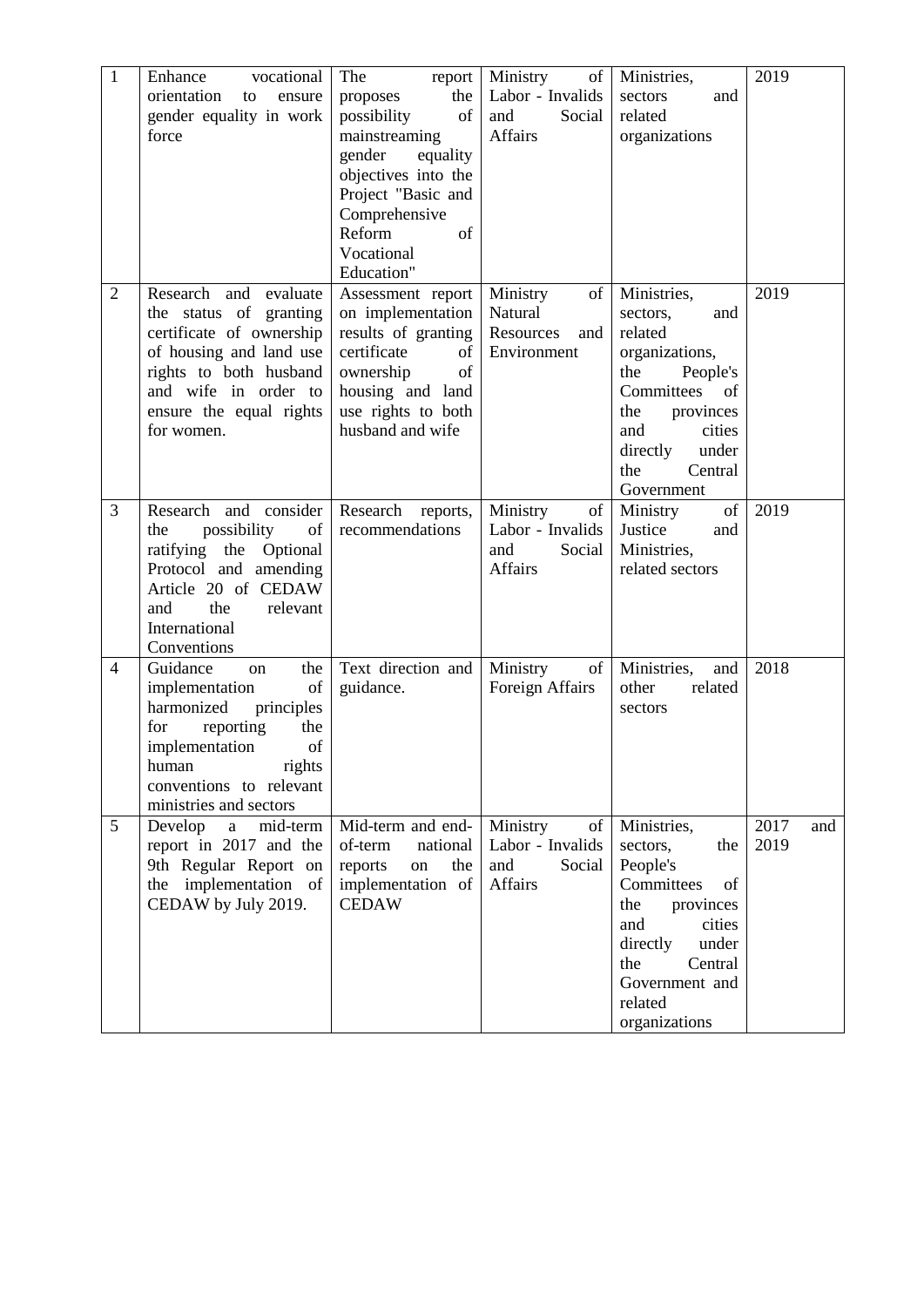| 1 | Enhance vocational orientation to ensure gender equality in work force | The report proposes the possibility of mainstreaming gender equality objectives into the Project "Basic and Comprehensive Reform of Vocational Education" | Ministry of Labor - Invalids and Social Affairs | Ministries, sectors and related organizations | 2019 |
|---|---|---|---|---|---|
| 2 | Research and evaluate the status of granting certificate of ownership of housing and land use rights to both husband and wife in order to ensure the equal rights for women. | Assessment report on implementation results of granting certificate of ownership of housing and land use rights to both husband and wife | Ministry of Natural Resources and Environment | Ministries, sectors, and related organizations, the People's Committees of the provinces and cities directly under the Central Government | 2019 |
| 3 | Research and consider the possibility of ratifying the Optional Protocol and amending Article 20 of CEDAW and the relevant International Conventions | Research reports, recommendations | Ministry of Labor - Invalids and Social Affairs | Ministry of Justice and Ministries, related sectors | 2019 |
| 4 | Guidance on the implementation of harmonized principles for reporting the implementation of human rights conventions to relevant ministries and sectors | Text direction and guidance. | Ministry of Foreign Affairs | Ministries, and other related sectors | 2018 |
| 5 | Develop a mid-term report in 2017 and the 9th Regular Report on the implementation of CEDAW by July 2019. | Mid-term and end-of-term national reports on the implementation of CEDAW | Ministry of Labor - Invalids and Social Affairs | Ministries, sectors, the People's Committees of the provinces and cities directly under the Central Government and related organizations | 2017 and 2019 |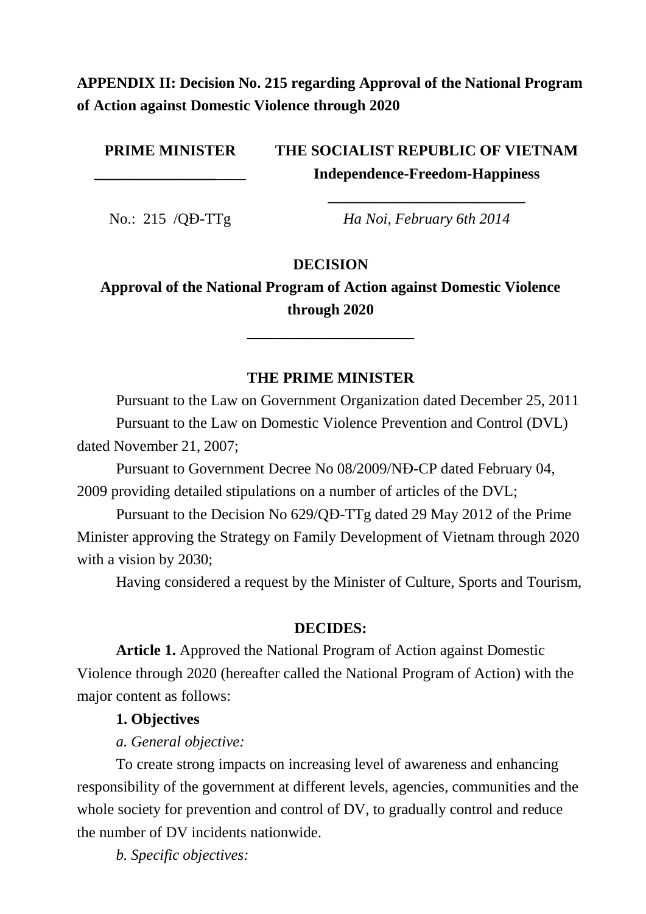## APPENDIX II: Decision No. 215 regarding Approval of the National Program of Action against Domestic Violence through 2020

| **PRIME MINISTER** | **THE SOCIALIST REPUBLIC OF VIETNAM** |
| --- | --- |
| | **Independence-Freedom-Happiness** |
| No.: 215 /QĐ-TTg | *Ha Noi, February 6th 2014* |

**DECISION**

**Approval of the National Program of Action against Domestic Violence through 2020**

**THE PRIME MINISTER**

Pursuant to the Law on Government Organization dated December 25, 2011

Pursuant to the Law on Domestic Violence Prevention and Control (DVL) dated November 21, 2007;

Pursuant to Government Decree No 08/2009/NĐ-CP dated February 04, 2009 providing detailed stipulations on a number of articles of the DVL;

Pursuant to the Decision No 629/QĐ-TTg dated 29 May 2012 of the Prime Minister approving the Strategy on Family Development of Vietnam through 2020 with a vision by 2030;

Having considered a request by the Minister of Culture, Sports and Tourism,

**DECIDES:**

**Article 1.** Approved the National Program of Action against Domestic Violence through 2020 (hereafter called the National Program of Action) with the major content as follows:

**1. Objectives**

*a. General objective:*

To create strong impacts on increasing level of awareness and enhancing responsibility of the government at different levels, agencies, communities and the whole society for prevention and control of DV, to gradually control and reduce the number of DV incidents nationwide.

*b. Specific objectives:*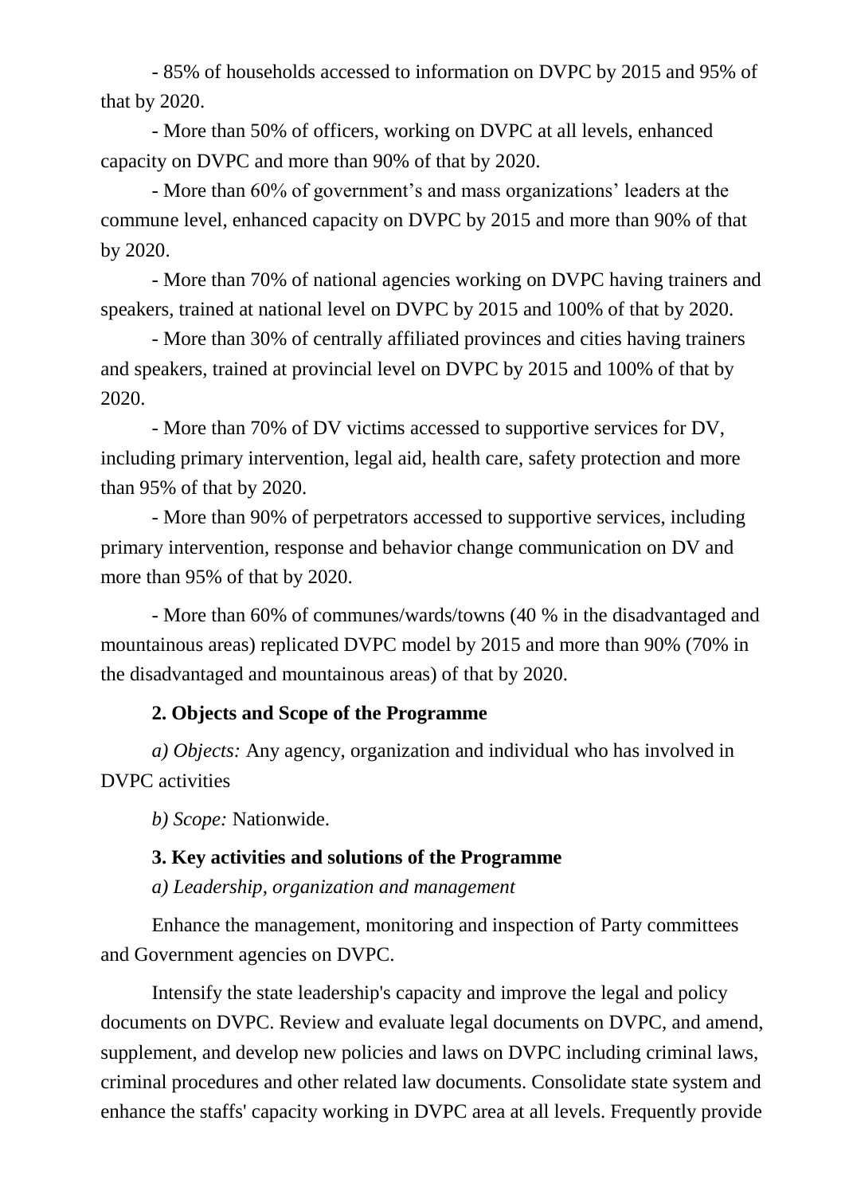- 85% of households accessed to information on DVPC by 2015 and 95% of that by 2020.

- More than 50% of officers, working on DVPC at all levels, enhanced capacity on DVPC and more than 90% of that by 2020.

- More than 60% of government's and mass organizations' leaders at the commune level, enhanced capacity on DVPC by 2015 and more than 90% of that by 2020.

- More than 70% of national agencies working on DVPC having trainers and speakers, trained at national level on DVPC by 2015 and 100% of that by 2020.

- More than 30% of centrally affiliated provinces and cities having trainers and speakers, trained at provincial level on DVPC by 2015 and 100% of that by 2020.

- More than 70% of DV victims accessed to supportive services for DV, including primary intervention, legal aid, health care, safety protection and more than 95% of that by 2020.

- More than 90% of perpetrators accessed to supportive services, including primary intervention, response and behavior change communication on DV and more than 95% of that by 2020.

- More than 60% of communes/wards/towns (40 % in the disadvantaged and mountainous areas) replicated DVPC model by 2015 and more than 90% (70% in the disadvantaged and mountainous areas) of that by 2020.

**2. Objects and Scope of the Programme**

*a) Objects:* Any agency, organization and individual who has involved in DVPC activities

*b) Scope:* Nationwide.

**3. Key activities and solutions of the Programme**

*a) Leadership, organization and management*

Enhance the management, monitoring and inspection of Party committees and Government agencies on DVPC.

Intensify the state leadership's capacity and improve the legal and policy documents on DVPC. Review and evaluate legal documents on DVPC, and amend, supplement, and develop new policies and laws on DVPC including criminal laws, criminal procedures and other related law documents. Consolidate state system and enhance the staffs' capacity working in DVPC area at all levels. Frequently provide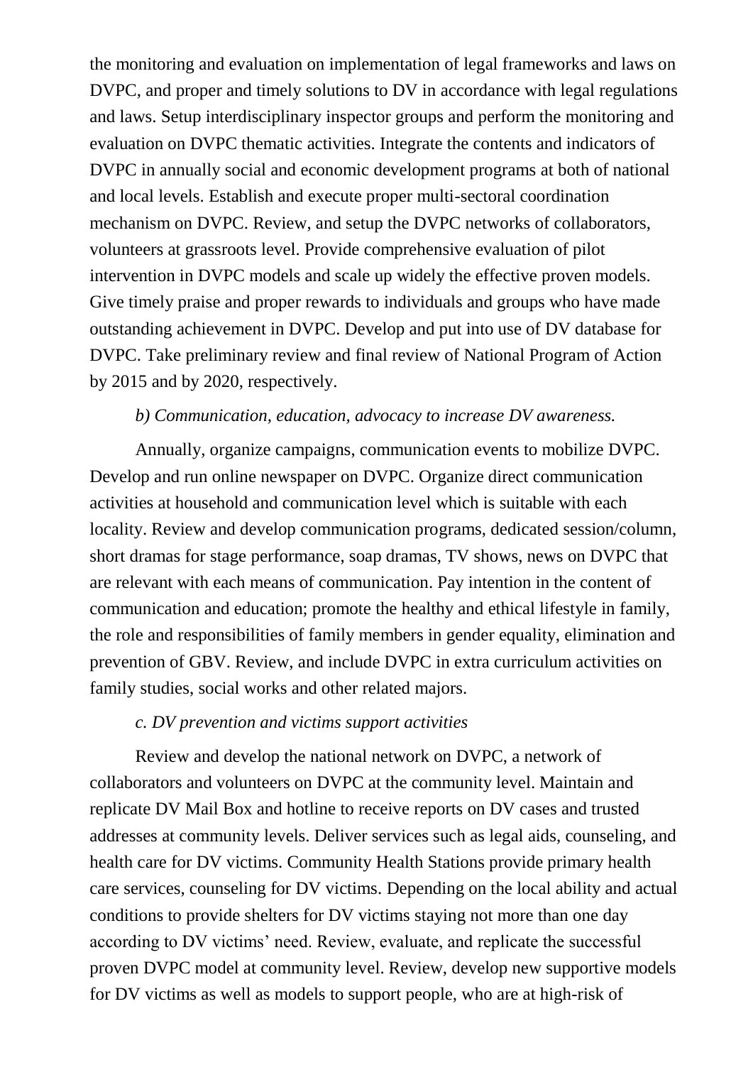the monitoring and evaluation on implementation of legal frameworks and laws on DVPC, and proper and timely solutions to DV in accordance with legal regulations and laws. Setup interdisciplinary inspector groups and perform the monitoring and evaluation on DVPC thematic activities. Integrate the contents and indicators of DVPC in annually social and economic development programs at both of national and local levels. Establish and execute proper multi-sectoral coordination mechanism on DVPC. Review, and setup the DVPC networks of collaborators, volunteers at grassroots level. Provide comprehensive evaluation of pilot intervention in DVPC models and scale up widely the effective proven models. Give timely praise and proper rewards to individuals and groups who have made outstanding achievement in DVPC. Develop and put into use of DV database for DVPC. Take preliminary review and final review of National Program of Action by 2015 and by 2020, respectively.

*b) Communication, education, advocacy to increase DV awareness.*

Annually, organize campaigns, communication events to mobilize DVPC. Develop and run online newspaper on DVPC. Organize direct communication activities at household and communication level which is suitable with each locality. Review and develop communication programs, dedicated session/column, short dramas for stage performance, soap dramas, TV shows, news on DVPC that are relevant with each means of communication. Pay intention in the content of communication and education; promote the healthy and ethical lifestyle in family, the role and responsibilities of family members in gender equality, elimination and prevention of GBV. Review, and include DVPC in extra curriculum activities on family studies, social works and other related majors.

*c. DV prevention and victims support activities*

Review and develop the national network on DVPC, a network of collaborators and volunteers on DVPC at the community level. Maintain and replicate DV Mail Box and hotline to receive reports on DV cases and trusted addresses at community levels. Deliver services such as legal aids, counseling, and health care for DV victims. Community Health Stations provide primary health care services, counseling for DV victims. Depending on the local ability and actual conditions to provide shelters for DV victims staying not more than one day according to DV victims' need. Review, evaluate, and replicate the successful proven DVPC model at community level. Review, develop new supportive models for DV victims as well as models to support people, who are at high-risk of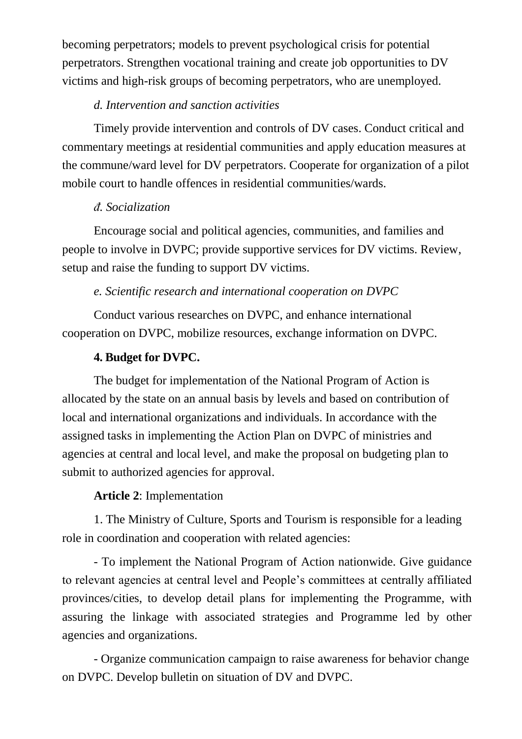becoming perpetrators; models to prevent psychological crisis for potential perpetrators. Strengthen vocational training and create job opportunities to DV victims and high-risk groups of becoming perpetrators, who are unemployed.

*d. Intervention and sanction activities*

Timely provide intervention and controls of DV cases. Conduct critical and commentary meetings at residential communities and apply education measures at the commune/ward level for DV perpetrators. Cooperate for organization of a pilot mobile court to handle offences in residential communities/wards.

*đ. Socialization*

Encourage social and political agencies, communities, and families and people to involve in DVPC; provide supportive services for DV victims. Review, setup and raise the funding to support DV victims.

*e. Scientific research and international cooperation on DVPC*

Conduct various researches on DVPC, and enhance international cooperation on DVPC, mobilize resources, exchange information on DVPC.

**4. Budget for DVPC.**

The budget for implementation of the National Program of Action is allocated by the state on an annual basis by levels and based on contribution of local and international organizations and individuals. In accordance with the assigned tasks in implementing the Action Plan on DVPC of ministries and agencies at central and local level, and make the proposal on budgeting plan to submit to authorized agencies for approval.

**Article 2**: Implementation

1. The Ministry of Culture, Sports and Tourism is responsible for a leading role in coordination and cooperation with related agencies:

- To implement the National Program of Action nationwide. Give guidance to relevant agencies at central level and People's committees at centrally affiliated provinces/cities, to develop detail plans for implementing the Programme, with assuring the linkage with associated strategies and Programme led by other agencies and organizations.

- Organize communication campaign to raise awareness for behavior change on DVPC. Develop bulletin on situation of DV and DVPC.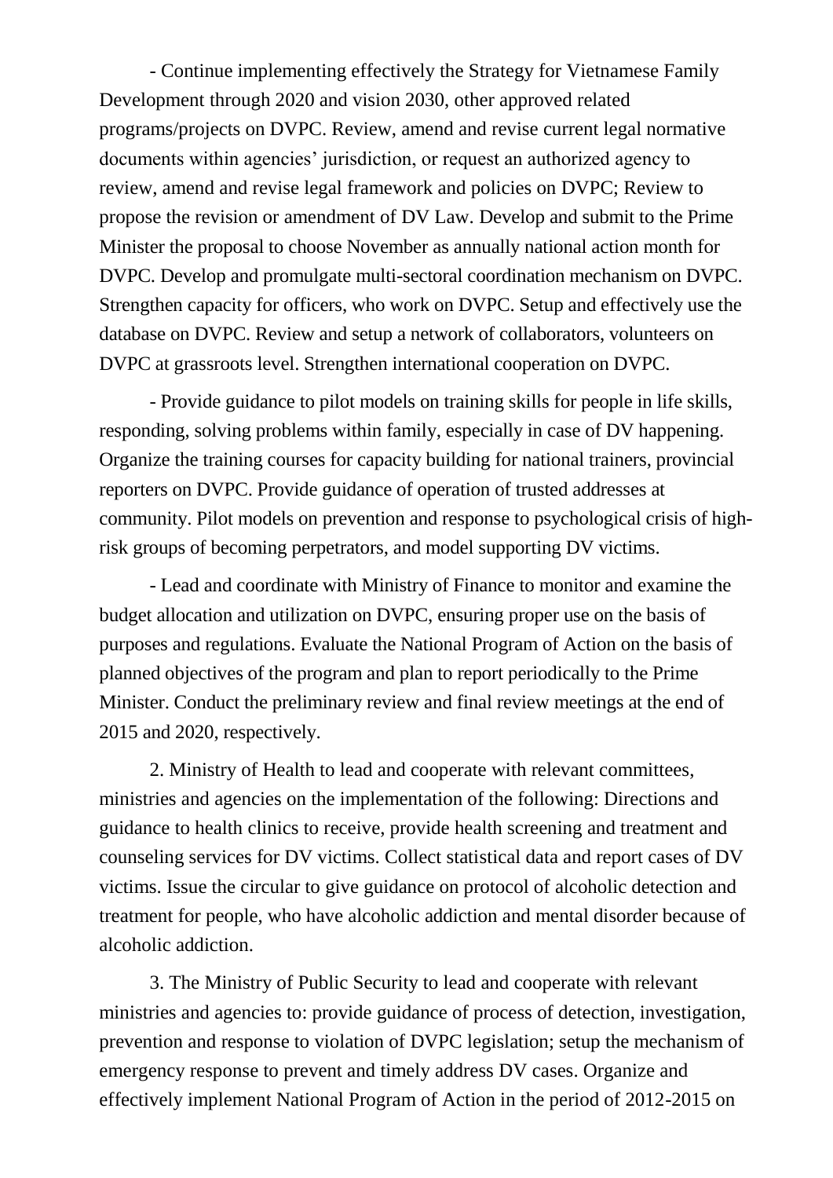- Continue implementing effectively the Strategy for Vietnamese Family Development through 2020 and vision 2030, other approved related programs/projects on DVPC. Review, amend and revise current legal normative documents within agencies' jurisdiction, or request an authorized agency to review, amend and revise legal framework and policies on DVPC; Review to propose the revision or amendment of DV Law. Develop and submit to the Prime Minister the proposal to choose November as annually national action month for DVPC. Develop and promulgate multi-sectoral coordination mechanism on DVPC. Strengthen capacity for officers, who work on DVPC. Setup and effectively use the database on DVPC. Review and setup a network of collaborators, volunteers on DVPC at grassroots level. Strengthen international cooperation on DVPC.

- Provide guidance to pilot models on training skills for people in life skills, responding, solving problems within family, especially in case of DV happening. Organize the training courses for capacity building for national trainers, provincial reporters on DVPC. Provide guidance of operation of trusted addresses at community. Pilot models on prevention and response to psychological crisis of high-risk groups of becoming perpetrators, and model supporting DV victims.

- Lead and coordinate with Ministry of Finance to monitor and examine the budget allocation and utilization on DVPC, ensuring proper use on the basis of purposes and regulations. Evaluate the National Program of Action on the basis of planned objectives of the program and plan to report periodically to the Prime Minister. Conduct the preliminary review and final review meetings at the end of 2015 and 2020, respectively.

2. Ministry of Health to lead and cooperate with relevant committees, ministries and agencies on the implementation of the following: Directions and guidance to health clinics to receive, provide health screening and treatment and counseling services for DV victims. Collect statistical data and report cases of DV victims. Issue the circular to give guidance on protocol of alcoholic detection and treatment for people, who have alcoholic addiction and mental disorder because of alcoholic addiction.

3. The Ministry of Public Security to lead and cooperate with relevant ministries and agencies to: provide guidance of process of detection, investigation, prevention and response to violation of DVPC legislation; setup the mechanism of emergency response to prevent and timely address DV cases. Organize and effectively implement National Program of Action in the period of 2012-2015 on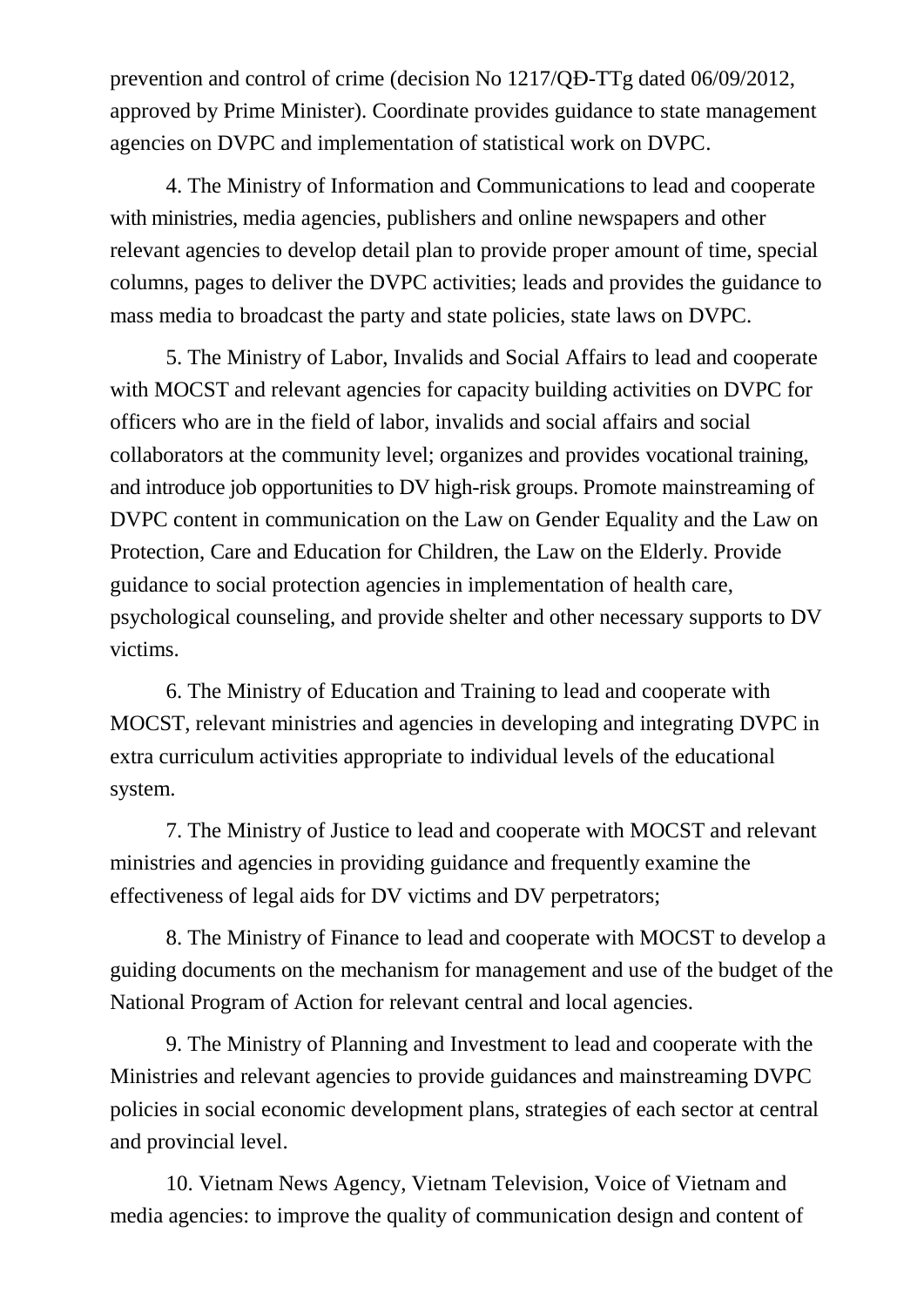prevention and control of crime (decision No 1217/QĐ-TTg dated 06/09/2012, approved by Prime Minister). Coordinate provides guidance to state management agencies on DVPC and implementation of statistical work on DVPC.

4. The Ministry of Information and Communications to lead and cooperate with ministries, media agencies, publishers and online newspapers and other relevant agencies to develop detail plan to provide proper amount of time, special columns, pages to deliver the DVPC activities; leads and provides the guidance to mass media to broadcast the party and state policies, state laws on DVPC.

5. The Ministry of Labor, Invalids and Social Affairs to lead and cooperate with MOCST and relevant agencies for capacity building activities on DVPC for officers who are in the field of labor, invalids and social affairs and social collaborators at the community level; organizes and provides vocational training, and introduce job opportunities to DV high-risk groups. Promote mainstreaming of DVPC content in communication on the Law on Gender Equality and the Law on Protection, Care and Education for Children, the Law on the Elderly. Provide guidance to social protection agencies in implementation of health care, psychological counseling, and provide shelter and other necessary supports to DV victims.

6. The Ministry of Education and Training to lead and cooperate with MOCST, relevant ministries and agencies in developing and integrating DVPC in extra curriculum activities appropriate to individual levels of the educational system.

7. The Ministry of Justice to lead and cooperate with MOCST and relevant ministries and agencies in providing guidance and frequently examine the effectiveness of legal aids for DV victims and DV perpetrators;

8. The Ministry of Finance to lead and cooperate with MOCST to develop a guiding documents on the mechanism for management and use of the budget of the National Program of Action for relevant central and local agencies.

9. The Ministry of Planning and Investment to lead and cooperate with the Ministries and relevant agencies to provide guidances and mainstreaming DVPC policies in social economic development plans, strategies of each sector at central and provincial level.

10. Vietnam News Agency, Vietnam Television, Voice of Vietnam and media agencies: to improve the quality of communication design and content of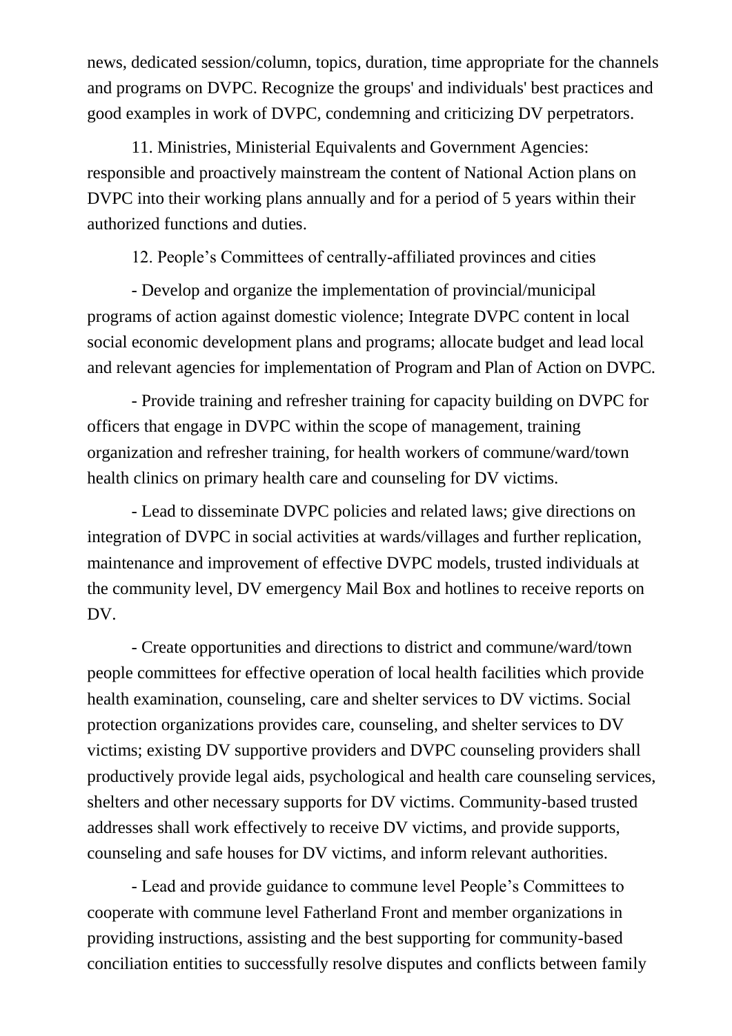news, dedicated session/column, topics, duration, time appropriate for the channels and programs on DVPC. Recognize the groups' and individuals' best practices and good examples in work of DVPC, condemning and criticizing DV perpetrators.

11. Ministries, Ministerial Equivalents and Government Agencies: responsible and proactively mainstream the content of National Action plans on DVPC into their working plans annually and for a period of 5 years within their authorized functions and duties.

12. People's Committees of centrally-affiliated provinces and cities

- Develop and organize the implementation of provincial/municipal programs of action against domestic violence; Integrate DVPC content in local social economic development plans and programs; allocate budget and lead local and relevant agencies for implementation of Program and Plan of Action on DVPC.

- Provide training and refresher training for capacity building on DVPC for officers that engage in DVPC within the scope of management, training organization and refresher training, for health workers of commune/ward/town health clinics on primary health care and counseling for DV victims.

- Lead to disseminate DVPC policies and related laws; give directions on integration of DVPC in social activities at wards/villages and further replication, maintenance and improvement of effective DVPC models, trusted individuals at the community level, DV emergency Mail Box and hotlines to receive reports on DV.

- Create opportunities and directions to district and commune/ward/town people committees for effective operation of local health facilities which provide health examination, counseling, care and shelter services to DV victims. Social protection organizations provides care, counseling, and shelter services to DV victims; existing DV supportive providers and DVPC counseling providers shall productively provide legal aids, psychological and health care counseling services, shelters and other necessary supports for DV victims. Community-based trusted addresses shall work effectively to receive DV victims, and provide supports, counseling and safe houses for DV victims, and inform relevant authorities.

- Lead and provide guidance to commune level People's Committees to cooperate with commune level Fatherland Front and member organizations in providing instructions, assisting and the best supporting for community-based conciliation entities to successfully resolve disputes and conflicts between family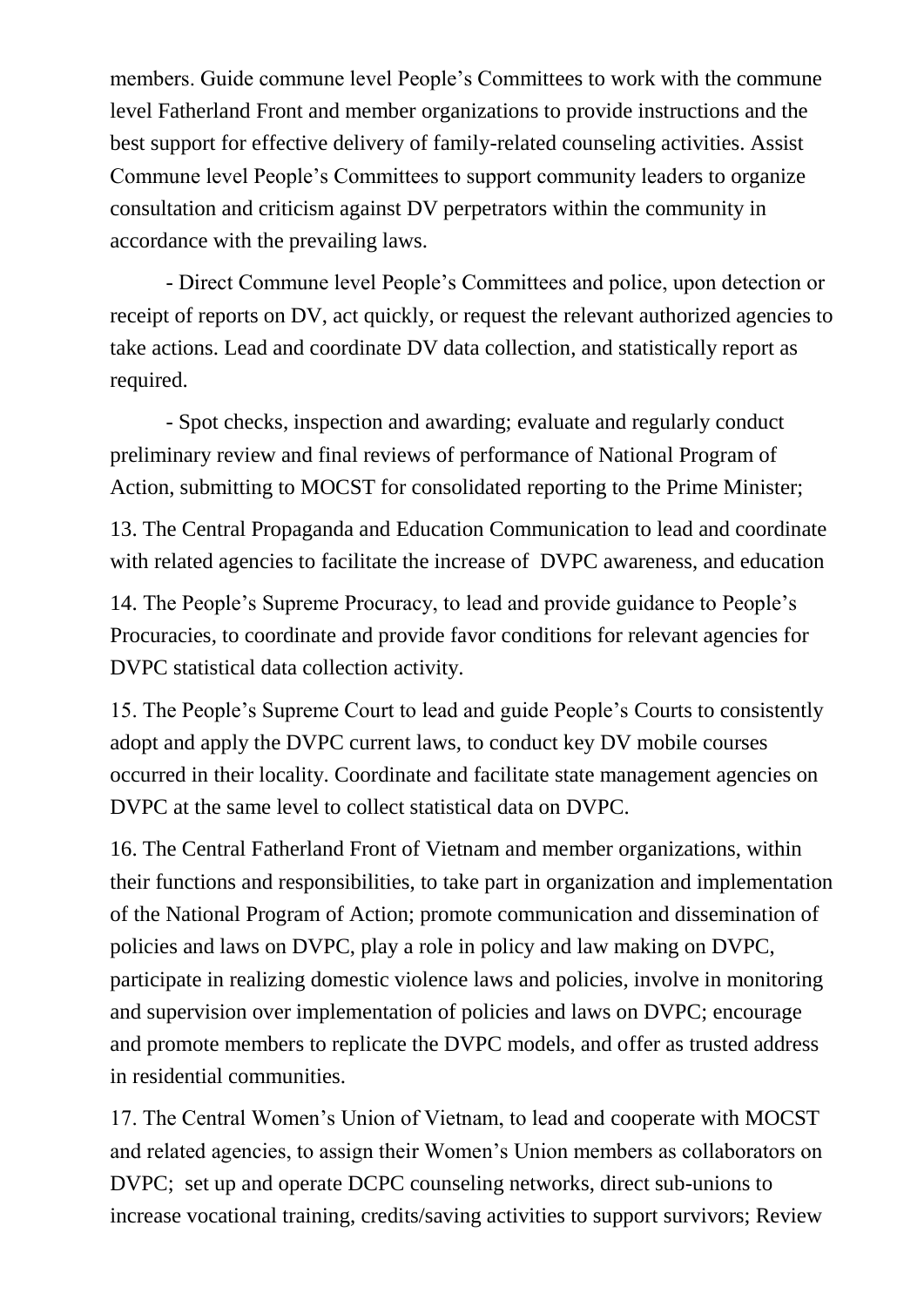members. Guide commune level People's Committees to work with the commune level Fatherland Front and member organizations to provide instructions and the best support for effective delivery of family-related counseling activities. Assist Commune level People's Committees to support community leaders to organize consultation and criticism against DV perpetrators within the community in accordance with the prevailing laws.

- Direct Commune level People's Committees and police, upon detection or receipt of reports on DV, act quickly, or request the relevant authorized agencies to take actions. Lead and coordinate DV data collection, and statistically report as required.

- Spot checks, inspection and awarding; evaluate and regularly conduct preliminary review and final reviews of performance of National Program of Action, submitting to MOCST for consolidated reporting to the Prime Minister;

13. The Central Propaganda and Education Communication to lead and coordinate with related agencies to facilitate the increase of DVPC awareness, and education

14. The People's Supreme Procuracy, to lead and provide guidance to People's Procuracies, to coordinate and provide favor conditions for relevant agencies for DVPC statistical data collection activity.

15. The People's Supreme Court to lead and guide People's Courts to consistently adopt and apply the DVPC current laws, to conduct key DV mobile courses occurred in their locality. Coordinate and facilitate state management agencies on DVPC at the same level to collect statistical data on DVPC.

16. The Central Fatherland Front of Vietnam and member organizations, within their functions and responsibilities, to take part in organization and implementation of the National Program of Action; promote communication and dissemination of policies and laws on DVPC, play a role in policy and law making on DVPC, participate in realizing domestic violence laws and policies, involve in monitoring and supervision over implementation of policies and laws on DVPC; encourage and promote members to replicate the DVPC models, and offer as trusted address in residential communities.

17. The Central Women's Union of Vietnam, to lead and cooperate with MOCST and related agencies, to assign their Women's Union members as collaborators on DVPC; set up and operate DCPC counseling networks, direct sub-unions to increase vocational training, credits/saving activities to support survivors; Review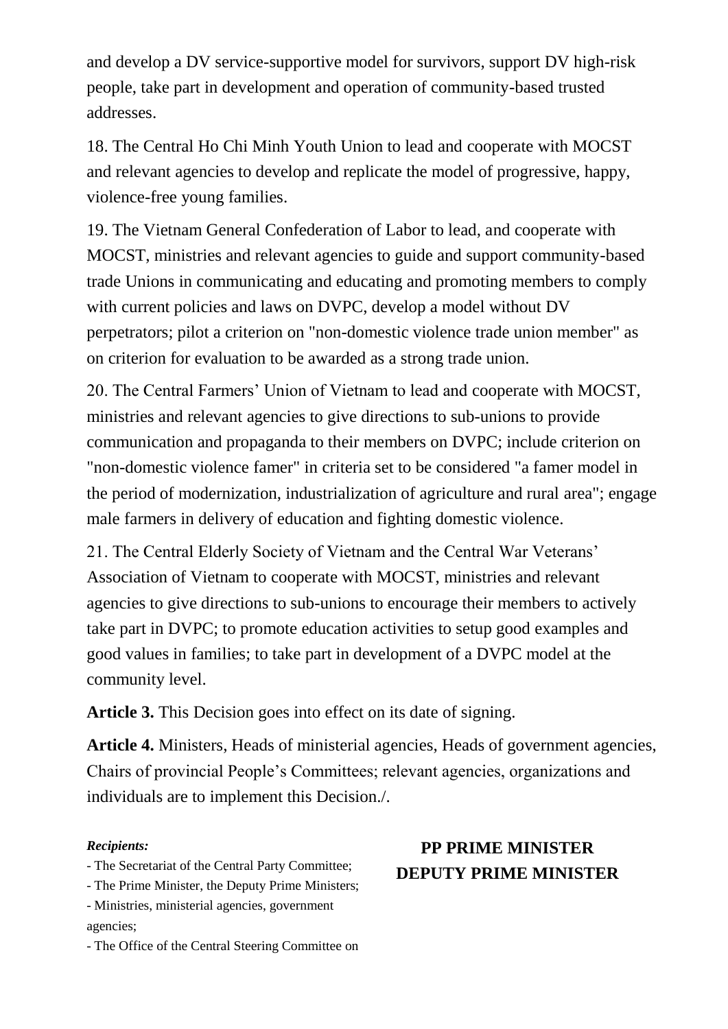and develop a DV service-supportive model for survivors, support DV high-risk people, take part in development and operation of community-based trusted addresses.

18. The Central Ho Chi Minh Youth Union to lead and cooperate with MOCST and relevant agencies to develop and replicate the model of progressive, happy, violence-free young families.

19. The Vietnam General Confederation of Labor to lead, and cooperate with MOCST, ministries and relevant agencies to guide and support community-based trade Unions in communicating and educating and promoting members to comply with current policies and laws on DVPC, develop a model without DV perpetrators; pilot a criterion on "non-domestic violence trade union member" as on criterion for evaluation to be awarded as a strong trade union.

20. The Central Farmers' Union of Vietnam to lead and cooperate with MOCST, ministries and relevant agencies to give directions to sub-unions to provide communication and propaganda to their members on DVPC; include criterion on "non-domestic violence famer" in criteria set to be considered "a famer model in the period of modernization, industrialization of agriculture and rural area"; engage male farmers in delivery of education and fighting domestic violence.

21. The Central Elderly Society of Vietnam and the Central War Veterans' Association of Vietnam to cooperate with MOCST, ministries and relevant agencies to give directions to sub-unions to encourage their members to actively take part in DVPC; to promote education activities to setup good examples and good values in families; to take part in development of a DVPC model at the community level.

**Article 3.** This Decision goes into effect on its date of signing.

**Article 4.** Ministers, Heads of ministerial agencies, Heads of government agencies, Chairs of provincial People's Committees; relevant agencies, organizations and individuals are to implement this Decision./.

***Recipients:***
- The Secretariat of the Central Party Committee;
- The Prime Minister, the Deputy Prime Ministers;
- Ministries, ministerial agencies, government agencies;
- The Office of the Central Steering Committee on

**PP PRIME MINISTER**
**DEPUTY PRIME MINISTER**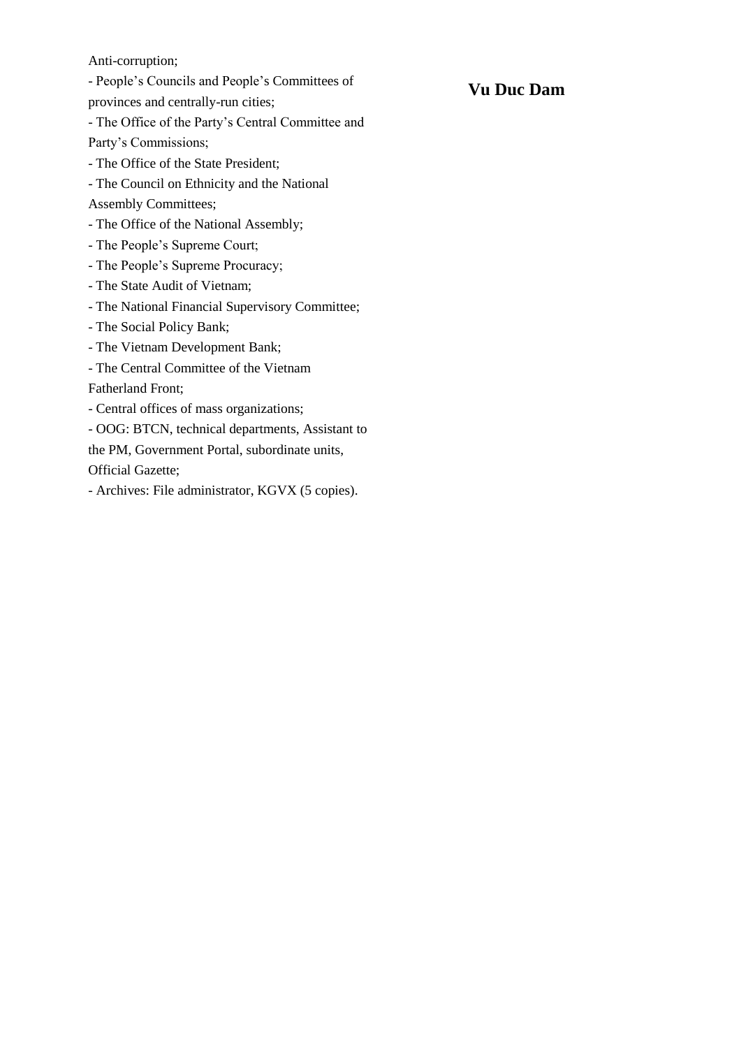Anti-corruption;

- People's Councils and People's Committees of provinces and centrally-run cities;
- The Office of the Party's Central Committee and Party's Commissions;
- The Office of the State President;
- The Council on Ethnicity and the National Assembly Committees;
- The Office of the National Assembly;
- The People's Supreme Court;
- The People's Supreme Procuracy;
- The State Audit of Vietnam;
- The National Financial Supervisory Committee;
- The Social Policy Bank;
- The Vietnam Development Bank;
- The Central Committee of the Vietnam Fatherland Front;
- Central offices of mass organizations;
- OOG: BTCN, technical departments, Assistant to the PM, Government Portal, subordinate units, Official Gazette;
- Archives: File administrator, KGVX (5 copies).

**Vu Duc Dam**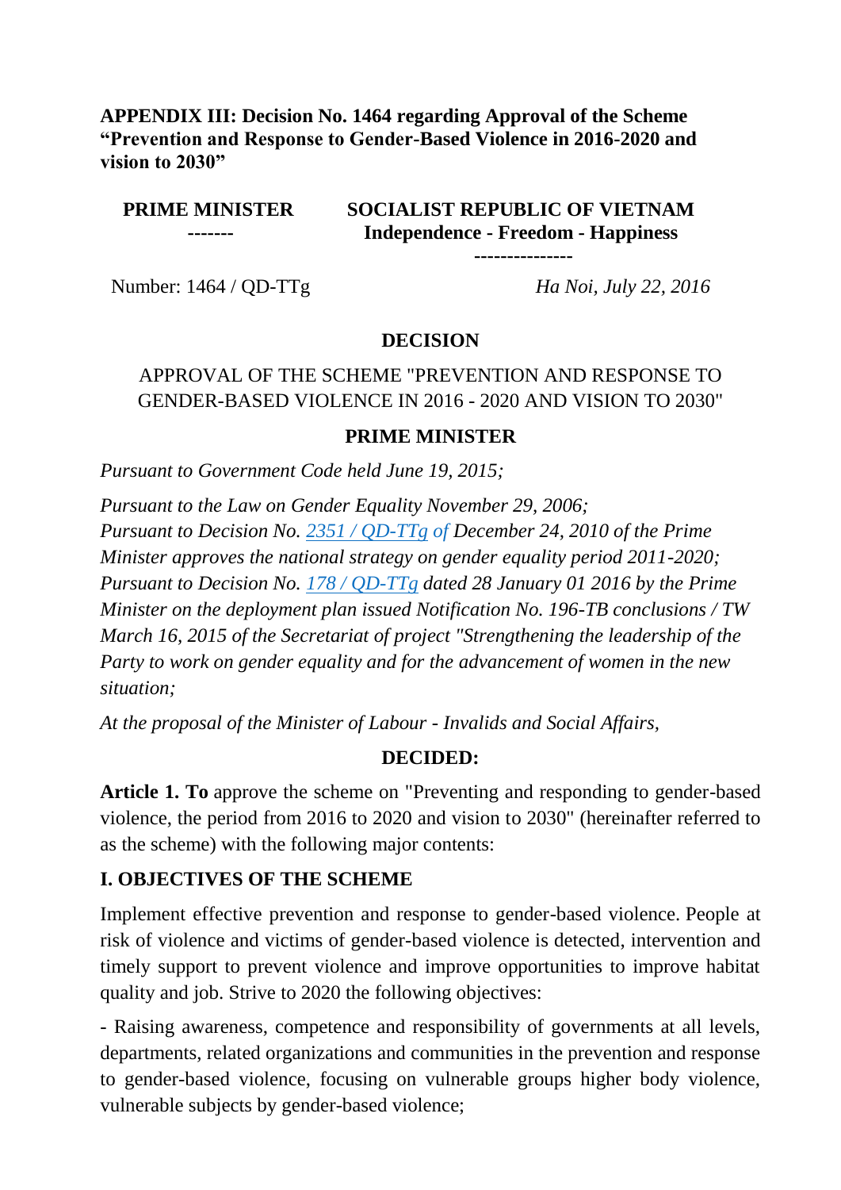**APPENDIX III: Decision No. 1464 regarding Approval of the Scheme "Prevention and Response to Gender-Based Violence in 2016-2020 and vision to 2030"**

| **PRIME MINISTER** | **SOCIALIST REPUBLIC OF VIETNAM** |
|---|---|
| ------- | **Independence - Freedom - Happiness** |
| | --------------- |
| Number: 1464 / QD-TTg | *Ha Noi, July 22, 2016* |

**DECISION**

APPROVAL OF THE SCHEME "PREVENTION AND RESPONSE TO GENDER-BASED VIOLENCE IN 2016 - 2020 AND VISION TO 2030"

**PRIME MINISTER**

*Pursuant to Government Code held June 19, 2015;*

*Pursuant to the Law on Gender Equality November 29, 2006;*
*Pursuant to Decision No. 2351 / QD-TTg of December 24, 2010 of the Prime Minister approves the national strategy on gender equality period 2011-2020;*
*Pursuant to Decision No. 178 / QD-TTg dated 28 January 01 2016 by the Prime Minister on the deployment plan issued Notification No. 196-TB conclusions / TW March 16, 2015 of the Secretariat of project "Strengthening the leadership of the Party to work on gender equality and for the advancement of women in the new situation;*

*At the proposal of the Minister of Labour - Invalids and Social Affairs,*

**DECIDED:**

**Article 1. To** approve the scheme on "Preventing and responding to gender-based violence, the period from 2016 to 2020 and vision to 2030" (hereinafter referred to as the scheme) with the following major contents:

**I. OBJECTIVES OF THE SCHEME**

Implement effective prevention and response to gender-based violence. People at risk of violence and victims of gender-based violence is detected, intervention and timely support to prevent violence and improve opportunities to improve habitat quality and job. Strive to 2020 the following objectives:

- Raising awareness, competence and responsibility of governments at all levels, departments, related organizations and communities in the prevention and response to gender-based violence, focusing on vulnerable groups higher body violence, vulnerable subjects by gender-based violence;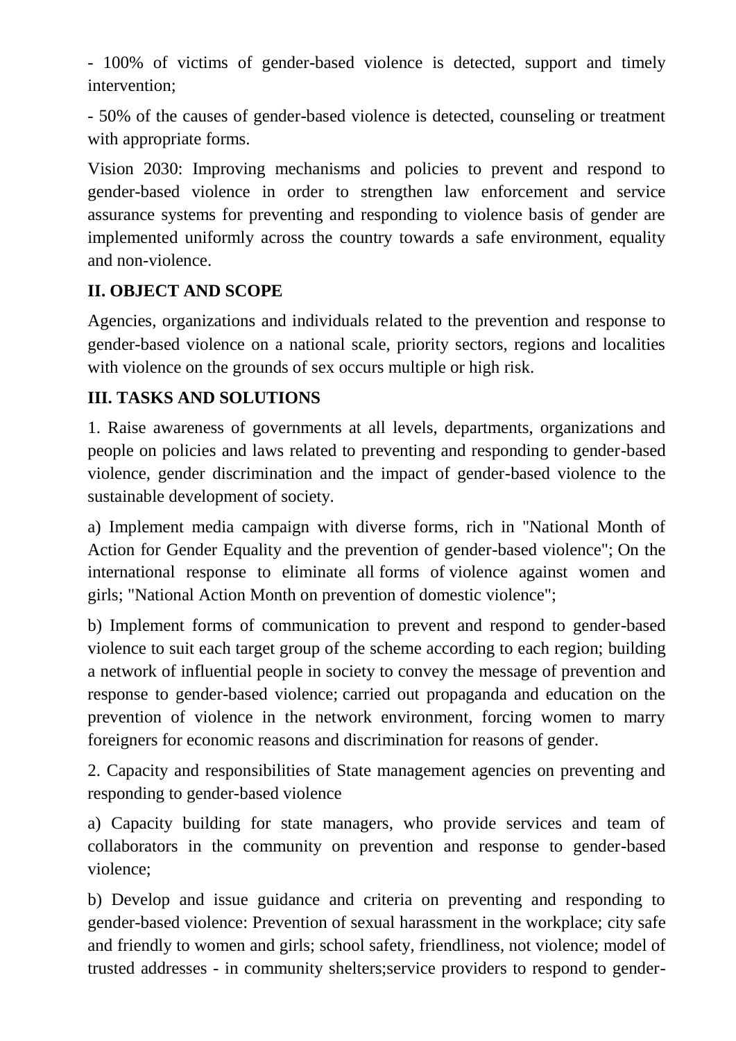- 100% of victims of gender-based violence is detected, support and timely intervention;

- 50% of the causes of gender-based violence is detected, counseling or treatment with appropriate forms.

Vision 2030: Improving mechanisms and policies to prevent and respond to gender-based violence in order to strengthen law enforcement and service assurance systems for preventing and responding to violence basis of gender are implemented uniformly across the country towards a safe environment, equality and non-violence.

## II. OBJECT AND SCOPE

Agencies, organizations and individuals related to the prevention and response to gender-based violence on a national scale, priority sectors, regions and localities with violence on the grounds of sex occurs multiple or high risk.

## III. TASKS AND SOLUTIONS

1. Raise awareness of governments at all levels, departments, organizations and people on policies and laws related to preventing and responding to gender-based violence, gender discrimination and the impact of gender-based violence to the sustainable development of society.

a) Implement media campaign with diverse forms, rich in "National Month of Action for Gender Equality and the prevention of gender-based violence"; On the international response to eliminate all forms of violence against women and girls; "National Action Month on prevention of domestic violence";

b) Implement forms of communication to prevent and respond to gender-based violence to suit each target group of the scheme according to each region; building a network of influential people in society to convey the message of prevention and response to gender-based violence; carried out propaganda and education on the prevention of violence in the network environment, forcing women to marry foreigners for economic reasons and discrimination for reasons of gender.

2. Capacity and responsibilities of State management agencies on preventing and responding to gender-based violence

a) Capacity building for state managers, who provide services and team of collaborators in the community on prevention and response to gender-based violence;

b) Develop and issue guidance and criteria on preventing and responding to gender-based violence: Prevention of sexual harassment in the workplace; city safe and friendly to women and girls; school safety, friendliness, not violence; model of trusted addresses - in community shelters;service providers to respond to gender-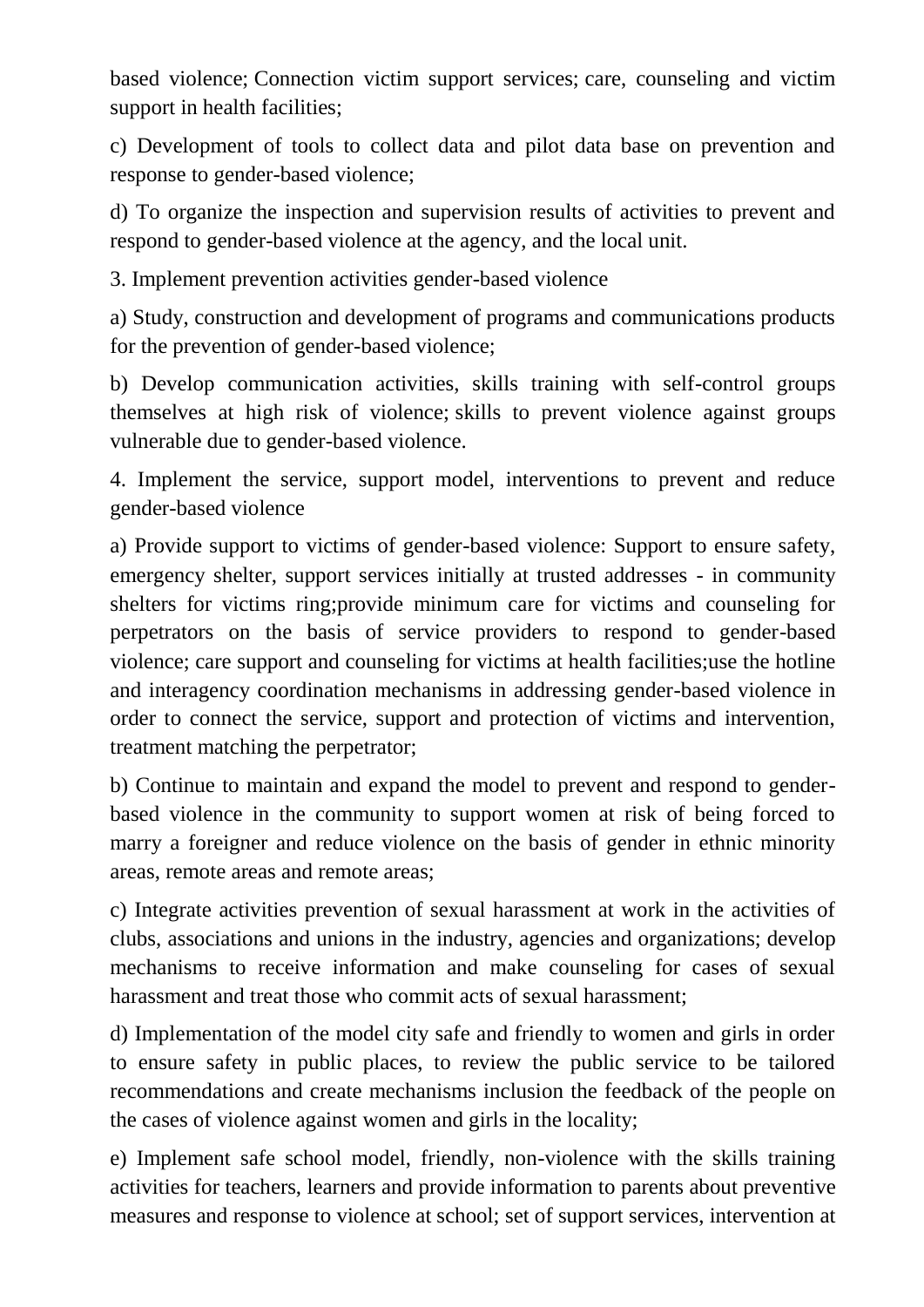based violence; Connection victim support services; care, counseling and victim support in health facilities;

c) Development of tools to collect data and pilot data base on prevention and response to gender-based violence;

d) To organize the inspection and supervision results of activities to prevent and respond to gender-based violence at the agency, and the local unit.

3. Implement prevention activities gender-based violence

a) Study, construction and development of programs and communications products for the prevention of gender-based violence;

b) Develop communication activities, skills training with self-control groups themselves at high risk of violence; skills to prevent violence against groups vulnerable due to gender-based violence.

4. Implement the service, support model, interventions to prevent and reduce gender-based violence

a) Provide support to victims of gender-based violence: Support to ensure safety, emergency shelter, support services initially at trusted addresses - in community shelters for victims ring;provide minimum care for victims and counseling for perpetrators on the basis of service providers to respond to gender-based violence; care support and counseling for victims at health facilities;use the hotline and interagency coordination mechanisms in addressing gender-based violence in order to connect the service, support and protection of victims and intervention, treatment matching the perpetrator;

b) Continue to maintain and expand the model to prevent and respond to gender-based violence in the community to support women at risk of being forced to marry a foreigner and reduce violence on the basis of gender in ethnic minority areas, remote areas and remote areas;

c) Integrate activities prevention of sexual harassment at work in the activities of clubs, associations and unions in the industry, agencies and organizations; develop mechanisms to receive information and make counseling for cases of sexual harassment and treat those who commit acts of sexual harassment;

d) Implementation of the model city safe and friendly to women and girls in order to ensure safety in public places, to review the public service to be tailored recommendations and create mechanisms inclusion the feedback of the people on the cases of violence against women and girls in the locality;

e) Implement safe school model, friendly, non-violence with the skills training activities for teachers, learners and provide information to parents about preventive measures and response to violence at school; set of support services, intervention at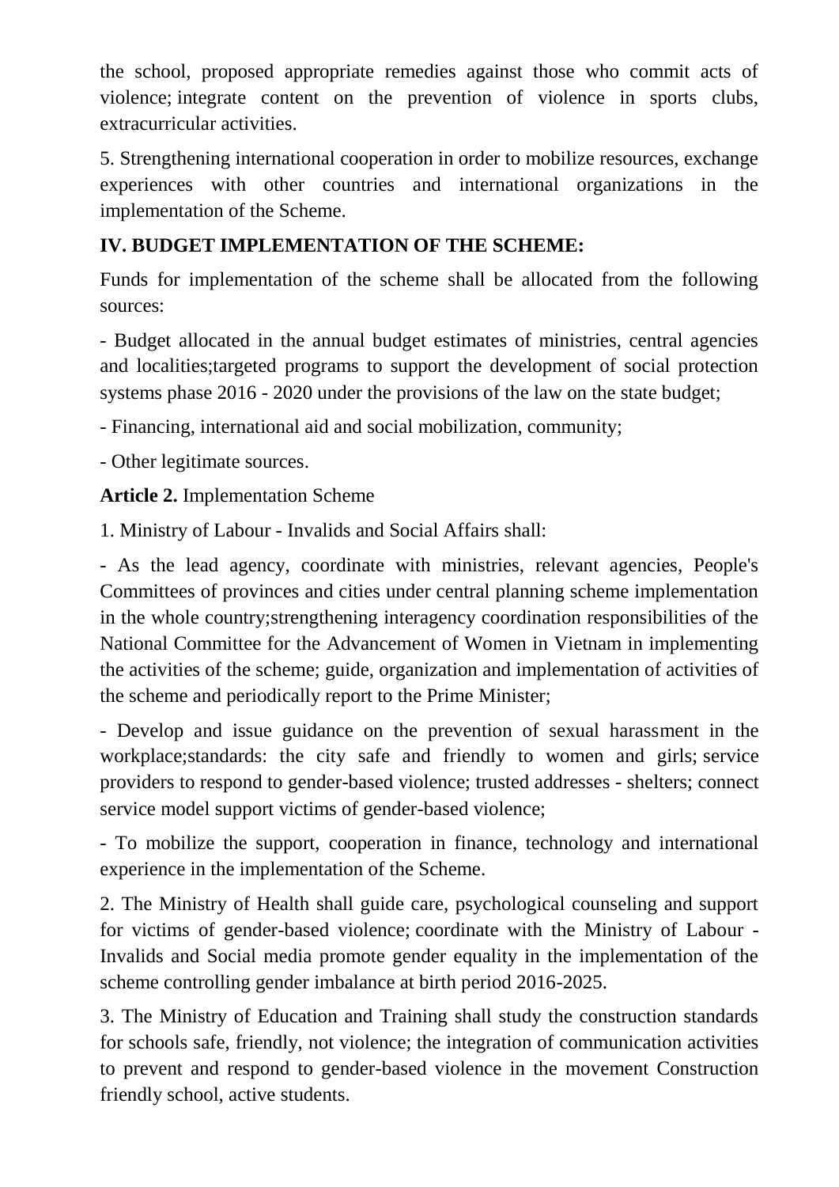the school, proposed appropriate remedies against those who commit acts of violence; integrate content on the prevention of violence in sports clubs, extracurricular activities.

5. Strengthening international cooperation in order to mobilize resources, exchange experiences with other countries and international organizations in the implementation of the Scheme.

## IV. BUDGET IMPLEMENTATION OF THE SCHEME:

Funds for implementation of the scheme shall be allocated from the following sources:

- Budget allocated in the annual budget estimates of ministries, central agencies and localities;targeted programs to support the development of social protection systems phase 2016 - 2020 under the provisions of the law on the state budget;

- Financing, international aid and social mobilization, community;

- Other legitimate sources.

**Article 2.** Implementation Scheme

1. Ministry of Labour - Invalids and Social Affairs shall:

- As the lead agency, coordinate with ministries, relevant agencies, People's Committees of provinces and cities under central planning scheme implementation in the whole country;strengthening interagency coordination responsibilities of the National Committee for the Advancement of Women in Vietnam in implementing the activities of the scheme; guide, organization and implementation of activities of the scheme and periodically report to the Prime Minister;

- Develop and issue guidance on the prevention of sexual harassment in the workplace;standards: the city safe and friendly to women and girls; service providers to respond to gender-based violence; trusted addresses - shelters; connect service model support victims of gender-based violence;

- To mobilize the support, cooperation in finance, technology and international experience in the implementation of the Scheme.

2. The Ministry of Health shall guide care, psychological counseling and support for victims of gender-based violence; coordinate with the Ministry of Labour - Invalids and Social media promote gender equality in the implementation of the scheme controlling gender imbalance at birth period 2016-2025.

3. The Ministry of Education and Training shall study the construction standards for schools safe, friendly, not violence; the integration of communication activities to prevent and respond to gender-based violence in the movement Construction friendly school, active students.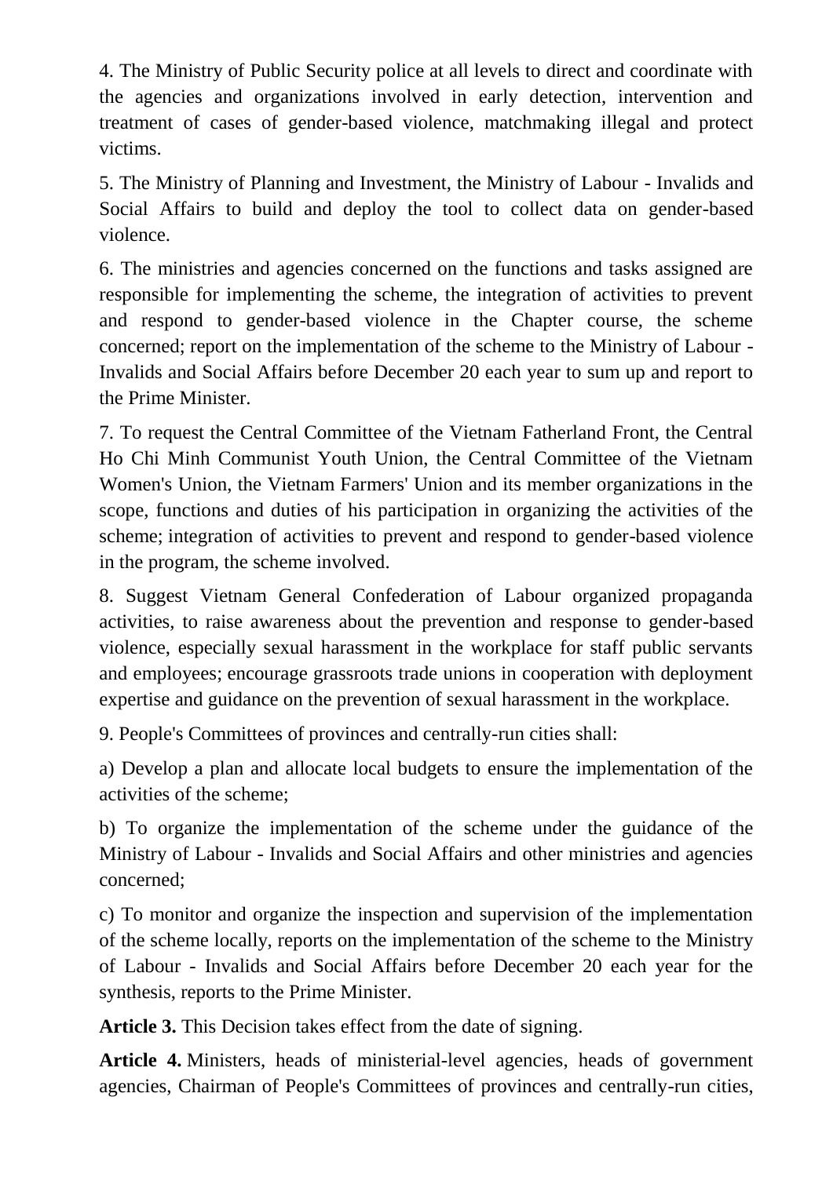4. The Ministry of Public Security police at all levels to direct and coordinate with the agencies and organizations involved in early detection, intervention and treatment of cases of gender-based violence, matchmaking illegal and protect victims.

5. The Ministry of Planning and Investment, the Ministry of Labour - Invalids and Social Affairs to build and deploy the tool to collect data on gender-based violence.

6. The ministries and agencies concerned on the functions and tasks assigned are responsible for implementing the scheme, the integration of activities to prevent and respond to gender-based violence in the Chapter course, the scheme concerned; report on the implementation of the scheme to the Ministry of Labour - Invalids and Social Affairs before December 20 each year to sum up and report to the Prime Minister.

7. To request the Central Committee of the Vietnam Fatherland Front, the Central Ho Chi Minh Communist Youth Union, the Central Committee of the Vietnam Women's Union, the Vietnam Farmers' Union and its member organizations in the scope, functions and duties of his participation in organizing the activities of the scheme; integration of activities to prevent and respond to gender-based violence in the program, the scheme involved.

8. Suggest Vietnam General Confederation of Labour organized propaganda activities, to raise awareness about the prevention and response to gender-based violence, especially sexual harassment in the workplace for staff public servants and employees; encourage grassroots trade unions in cooperation with deployment expertise and guidance on the prevention of sexual harassment in the workplace.

9. People's Committees of provinces and centrally-run cities shall:

a) Develop a plan and allocate local budgets to ensure the implementation of the activities of the scheme;

b) To organize the implementation of the scheme under the guidance of the Ministry of Labour - Invalids and Social Affairs and other ministries and agencies concerned;

c) To monitor and organize the inspection and supervision of the implementation of the scheme locally, reports on the implementation of the scheme to the Ministry of Labour - Invalids and Social Affairs before December 20 each year for the synthesis, reports to the Prime Minister.

**Article 3.** This Decision takes effect from the date of signing.

**Article 4.** Ministers, heads of ministerial-level agencies, heads of government agencies, Chairman of People's Committees of provinces and centrally-run cities,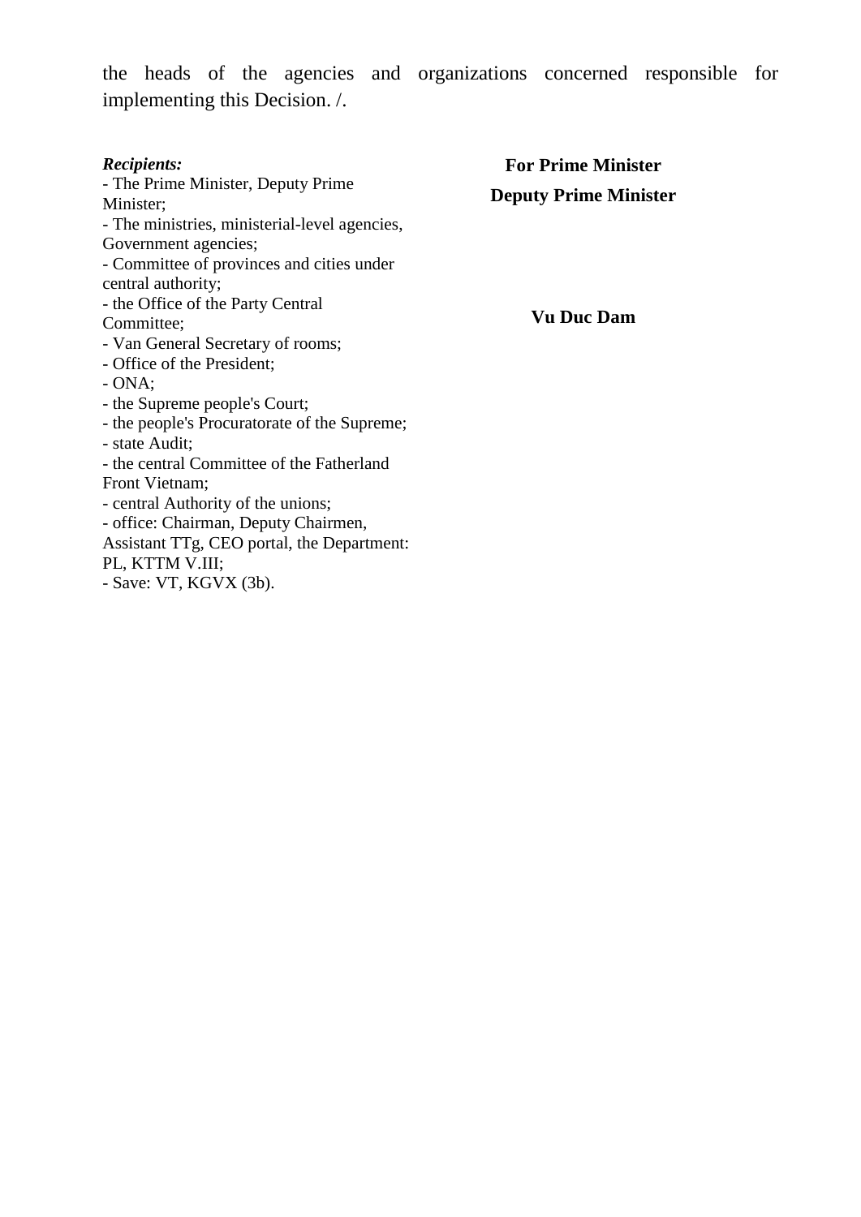the heads of the agencies and organizations concerned responsible for implementing this Decision. /.

***Recipients:***
- The Prime Minister, Deputy Prime Minister;
- The ministries, ministerial-level agencies, Government agencies;
- Committee of provinces and cities under central authority;
- the Office of the Party Central Committee;
- Van General Secretary of rooms;
- Office of the President;
- ONA;
- the Supreme people's Court;
- the people's Procuratorate of the Supreme;
- state Audit;
- the central Committee of the Fatherland Front Vietnam;
- central Authority of the unions;
- office: Chairman, Deputy Chairmen, Assistant TTg, CEO portal, the Department: PL, KTTM V.III;
- Save: VT, KGVX (3b).

**For Prime Minister**
**Deputy Prime Minister**

**Vu Duc Dam**